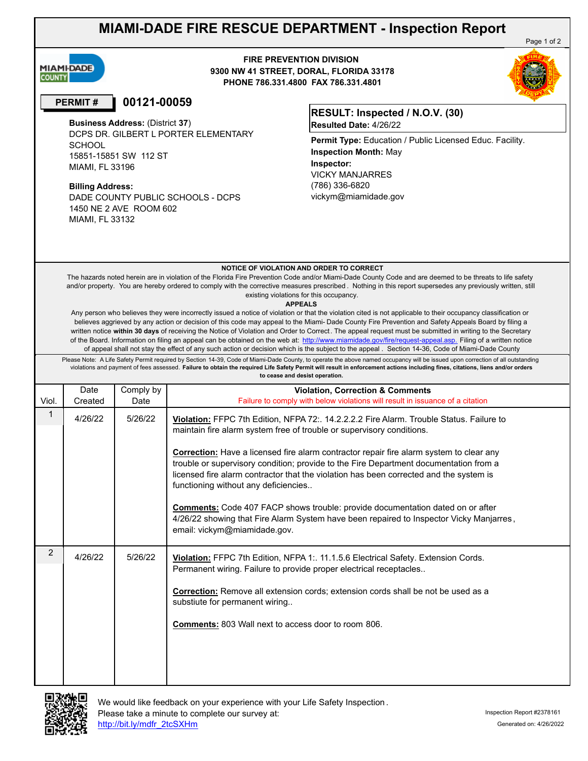# MIAMI-DADE FIRE RESCUE DEPARTMENT - Inspection Report

**FIRE PREVENTION DIVISION**
**9300 NW 41 STREET, DORAL, FLORIDA 33178**
**PHONE 786.331.4800 FAX 786.331.4801**

**PERMIT #** **00121-00059**

**Business Address:** (District **37**)
DCPS DR. GILBERT L PORTER ELEMENTARY SCHOOL
15851-15851 SW 112 ST
MIAMI, FL 33196

**Billing Address:**
DADE COUNTY PUBLIC SCHOOLS - DCPS
1450 NE 2 AVE ROOM 602
MIAMI, FL 33132

**RESULT: Inspected / N.O.V. (30)**
**Resulted Date:** 4/26/22

**Permit Type:** Education / Public Licensed Educ. Facility.
**Inspection Month:** May
**Inspector:**
VICKY MANJARRES
(786) 336-6820
vickym@miamidade.gov

**NOTICE OF VIOLATION AND ORDER TO CORRECT**

The hazards noted herein are in violation of the Florida Fire Prevention Code and/or Miami-Dade County Code and are deemed to be threats to life safety and/or property. You are hereby ordered to comply with the corrective measures prescribed. Nothing in this report supersedes any previously written, still existing violations for this occupancy.

**APPEALS**

Any person who believes they were incorrectly issued a notice of violation or that the violation cited is not applicable to their occupancy classification or believes aggrieved by any action or decision of this code may appeal to the Miami- Dade County Fire Prevention and Safety Appeals Board by filing a written notice **within 30 days** of receiving the Notice of Violation and Order to Correct. The appeal request must be submitted in writing to the Secretary of the Board. Information on filing an appeal can be obtained on the web at: http://www.miamidade.gov/fire/request-appeal.asp. Filing of a written notice of appeal shall not stay the effect of any such action or decision which is the subject to the appeal. Section 14-36, Code of Miami-Dade County

Please Note: A Life Safety Permit required by Section 14-39, Code of Miami-Dade County, to operate the above named occupancy will be issued upon correction of all outstanding violations and payment of fees assessed. **Failure to obtain the required Life Safety Permit will result in enforcement actions including fines, citations, liens and/or orders to cease and desist operation.**

| Viol. | Date Created | Comply by Date | Violation, Correction & Comments<br>Failure to comply with below violations will result in issuance of a citation |
|---|---|---|---|
| 1 | 4/26/22 | 5/26/22 | **Violation:** FFPC 7th Edition, NFPA 72:. 14.2.2.2.2 Fire Alarm. Trouble Status. Failure to maintain fire alarm system free of trouble or supervisory conditions.<br><br>**Correction:** Have a licensed fire alarm contractor repair fire alarm system to clear any trouble or supervisory condition; provide to the Fire Department documentation from a licensed fire alarm contractor that the violation has been corrected and the system is functioning without any deficiencies..<br><br>**Comments:** Code 407 FACP shows trouble: provide documentation dated on or after 4/26/22 showing that Fire Alarm System have been repaired to Inspector Vicky Manjarres, email: vickym@miamidade.gov. |
| 2 | 4/26/22 | 5/26/22 | **Violation:** FFPC 7th Edition, NFPA 1:. 11.1.5.6 Electrical Safety. Extension Cords. Permanent wiring. Failure to provide proper electrical receptacles..<br><br>**Correction:** Remove all extension cords; extension cords shall be not be used as a substiute for permanent wiring..<br><br>**Comments:** 803 Wall next to access door to room 806. |

We would like feedback on your experience with your Life Safety Inspection. Please take a minute to complete our survey at: http://bit.ly/mdfr_2tcSXHm

Inspection Report #2378161
Generated on: 4/26/2022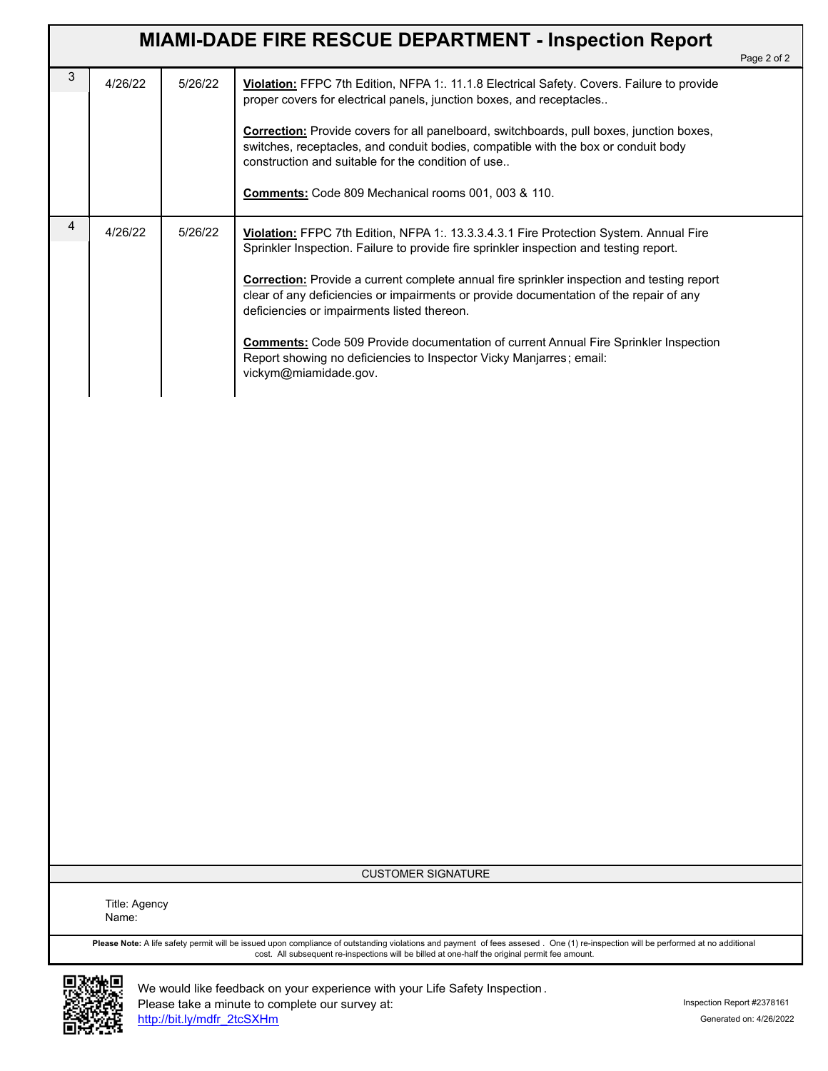# MIAMI-DADE FIRE RESCUE DEPARTMENT - Inspection Report

| | | | |
|---|---|---|---|
| 3 | 4/26/22 | 5/26/22 | **Violation:** FFPC 7th Edition, NFPA 1:. 11.1.8 Electrical Safety. Covers. Failure to provide proper covers for electrical panels, junction boxes, and receptacles..<br><br>**Correction:** Provide covers for all panelboard, switchboards, pull boxes, junction boxes, switches, receptacles, and conduit bodies, compatible with the box or conduit body construction and suitable for the condition of use..<br><br>**Comments:** Code 809 Mechanical rooms 001, 003 & 110. |
| 4 | 4/26/22 | 5/26/22 | **Violation:** FFPC 7th Edition, NFPA 1:. 13.3.3.4.3.1 Fire Protection System. Annual Fire Sprinkler Inspection. Failure to provide fire sprinkler inspection and testing report.<br><br>**Correction:** Provide a current complete annual fire sprinkler inspection and testing report clear of any deficiencies or impairments or provide documentation of the repair of any deficiencies or impairments listed thereon.<br><br>**Comments:** Code 509 Provide documentation of current Annual Fire Sprinkler Inspection Report showing no deficiencies to Inspector Vicky Manjarres; email: vickym@miamidade.gov. |

CUSTOMER SIGNATURE

Title: Agency
Name:

**Please Note:** A life safety permit will be issued upon compliance of outstanding violations and payment of fees assesed . One (1) re-inspection will be performed at no additional cost. All subsequent re-inspections will be billed at one-half the original permit fee amount.

We would like feedback on your experience with your Life Safety Inspection.
Please take a minute to complete our survey at:
http://bit.ly/mdfr_2tcSXHm

Inspection Report #2378161

Generated on: 4/26/2022